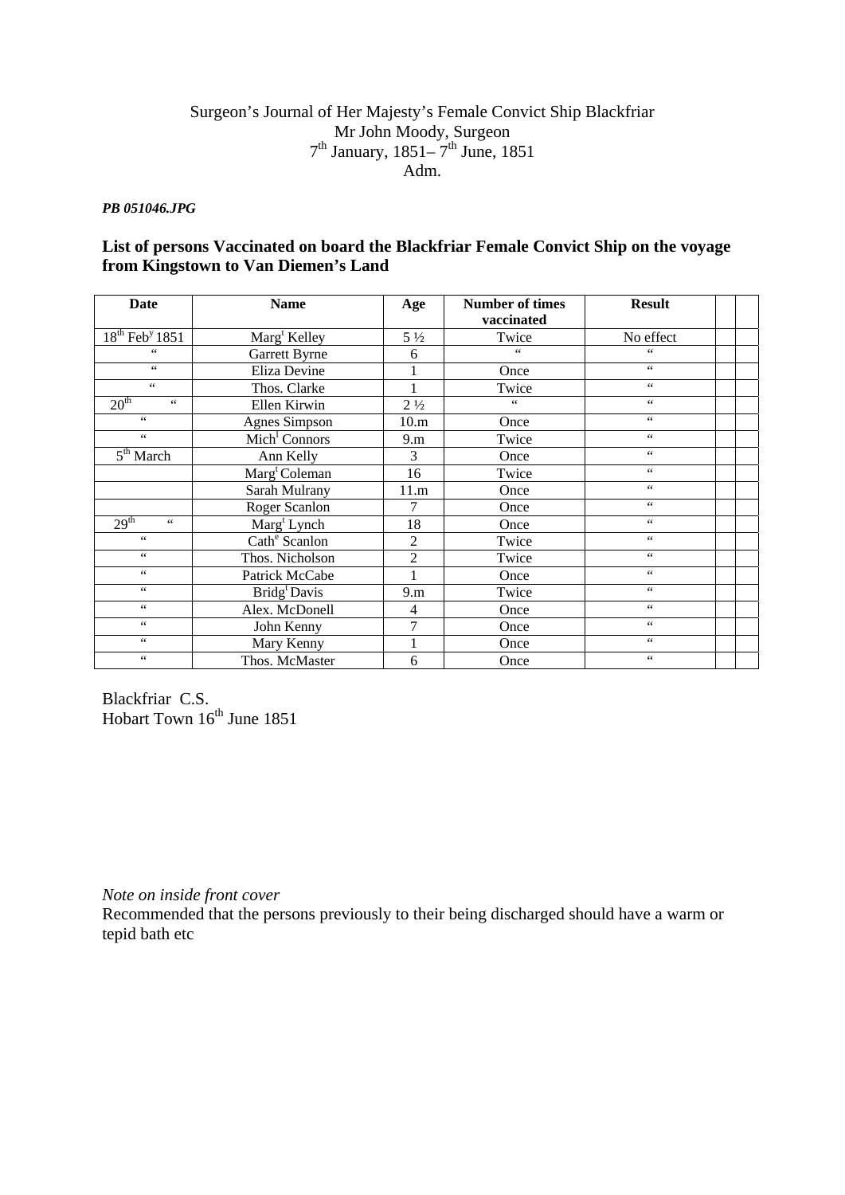Surgeon's Journal of Her Majesty's Female Convict Ship Blackfriar
Mr John Moody, Surgeon
7th January, 1851– 7th June, 1851
Adm.

***PB 051046.JPG***

**List of persons Vaccinated on board the Blackfriar Female Convict Ship on the voyage from Kingstown to Van Diemen's Land**

| Date | Name | Age | Number of times vaccinated | Result | | |
|---|---|---|---|---|---|---|
| 18th Feby 1851 | Margt Kelley | 5 ½ | Twice | No effect | | |
| " | Garrett Byrne | 6 | " | " | | |
| " | Eliza Devine | 1 | Once | " | | |
| " | Thos. Clarke | 1 | Twice | " | | |
| 20th " | Ellen Kirwin | 2 ½ | " | " | | |
| " | Agnes Simpson | 10.m | Once | " | | |
| " | Michl Connors | 9.m | Twice | " | | |
| 5th March | Ann Kelly | 3 | Once | " | | |
| | Margt Coleman | 16 | Twice | " | | |
| | Sarah Mulrany | 11.m | Once | " | | |
| | Roger Scanlon | 7 | Once | " | | |
| 29th " | Margt Lynch | 18 | Once | " | | |
| " | Cathe Scanlon | 2 | Twice | " | | |
| " | Thos. Nicholson | 2 | Twice | " | | |
| " | Patrick McCabe | 1 | Once | " | | |
| " | Bridgt Davis | 9.m | Twice | " | | |
| " | Alex. McDonell | 4 | Once | " | | |
| " | John Kenny | 7 | Once | " | | |
| " | Mary Kenny | 1 | Once | " | | |
| " | Thos. McMaster | 6 | Once | " | | |

Blackfriar C.S.
Hobart Town 16th June 1851

*Note on inside front cover*
Recommended that the persons previously to their being discharged should have a warm or tepid bath etc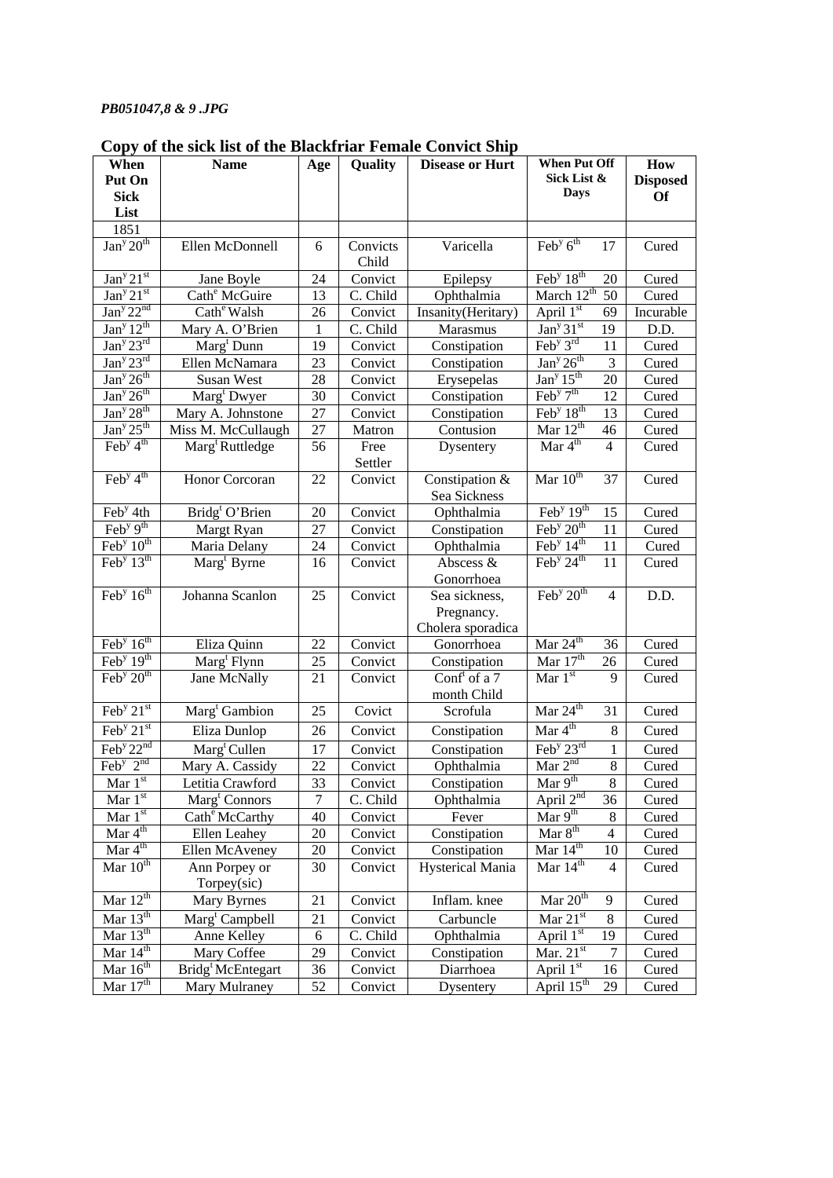*PB051047,8 & 9 .JPG*

## Copy of the sick list of the Blackfriar Female Convict Ship

| When Put On Sick List | Name | Age | Quality | Disease or Hurt | When Put Off Sick List & Days | | How Disposed Of |
|---|---|---|---|---|---|---|---|
| 1851 | | | | | | | |
| Jan$^{y}$ 20$^{th}$ | Ellen McDonnell | 6 | Convicts Child | Varicella | Feb$^{y}$ 6$^{th}$ | 17 | Cured |
| Jan$^{y}$ 21$^{st}$ | Jane Boyle | 24 | Convict | Epilepsy | Feb$^{y}$ 18$^{th}$ | 20 | Cured |
| Jan$^{y}$ 21$^{st}$ | Cath$^{e}$ McGuire | 13 | C. Child | Ophthalmia | March 12$^{th}$ | 50 | Cured |
| Jan$^{y}$ 22$^{nd}$ | Cath$^{e}$ Walsh | 26 | Convict | Insanity(Heritary) | April 1$^{st}$ | 69 | Incurable |
| Jan$^{y}$ 12$^{th}$ | Mary A. O'Brien | 1 | C. Child | Marasmus | Jan$^{y}$ 31$^{st}$ | 19 | D.D. |
| Jan$^{y}$ 23$^{rd}$ | Marg$^{t}$ Dunn | 19 | Convict | Constipation | Feb$^{y}$ 3$^{rd}$ | 11 | Cured |
| Jan$^{y}$ 23$^{rd}$ | Ellen McNamara | 23 | Convict | Constipation | Jan$^{y}$ 26$^{th}$ | 3 | Cured |
| Jan$^{y}$ 26$^{th}$ | Susan West | 28 | Convict | Erysepelas | Jan$^{y}$ 15$^{th}$ | 20 | Cured |
| Jan$^{y}$ 26$^{th}$ | Marg$^{t}$ Dwyer | 30 | Convict | Constipation | Feb$^{y}$ 7$^{th}$ | 12 | Cured |
| Jan$^{y}$ 28$^{th}$ | Mary A. Johnstone | 27 | Convict | Constipation | Feb$^{y}$ 18$^{th}$ | 13 | Cured |
| Jan$^{y}$ 25$^{th}$ | Miss M. McCullaugh | 27 | Matron | Contusion | Mar 12$^{th}$ | 46 | Cured |
| Feb$^{y}$ 4$^{th}$ | Marg$^{t}$ Ruttledge | 56 | Free Settler | Dysentery | Mar 4$^{th}$ | 4 | Cured |
| Feb$^{y}$ 4$^{th}$ | Honor Corcoran | 22 | Convict | Constipation & Sea Sickness | Mar 10$^{th}$ | 37 | Cured |
| Feb$^{y}$ 4th | Bridg$^{t}$ O'Brien | 20 | Convict | Ophthalmia | Feb$^{y}$ 19$^{th}$ | 15 | Cured |
| Feb$^{y}$ 9$^{th}$ | Margt Ryan | 27 | Convict | Constipation | Feb$^{y}$ 20$^{th}$ | 11 | Cured |
| Feb$^{y}$ 10$^{th}$ | Maria Delany | 24 | Convict | Ophthalmia | Feb$^{y}$ 14$^{th}$ | 11 | Cured |
| Feb$^{y}$ 13$^{th}$ | Marg$^{t}$ Byrne | 16 | Convict | Abscess & Gonorrhoea | Feb$^{y}$ 24$^{th}$ | 11 | Cured |
| Feb$^{y}$ 16$^{th}$ | Johanna Scanlon | 25 | Convict | Sea sickness, Pregnancy. Cholera sporadica | Feb$^{y}$ 20$^{th}$ | 4 | D.D. |
| Feb$^{y}$ 16$^{th}$ | Eliza Quinn | 22 | Convict | Gonorrhoea | Mar 24$^{th}$ | 36 | Cured |
| Feb$^{y}$ 19$^{th}$ | Marg$^{t}$ Flynn | 25 | Convict | Constipation | Mar 17$^{th}$ | 26 | Cured |
| Feb$^{y}$ 20$^{th}$ | Jane McNally | 21 | Convict | Conf$^{t}$ of a 7 month Child | Mar 1$^{st}$ | 9 | Cured |
| Feb$^{y}$ 21$^{st}$ | Marg$^{t}$ Gambion | 25 | Covict | Scrofula | Mar 24$^{th}$ | 31 | Cured |
| Feb$^{y}$ 21$^{st}$ | Eliza Dunlop | 26 | Convict | Constipation | Mar 4$^{th}$ | 8 | Cured |
| Feb$^{y}$ 22$^{nd}$ | Marg$^{t}$ Cullen | 17 | Convict | Constipation | Feb$^{y}$ 23$^{rd}$ | 1 | Cured |
| Feb$^{y}$ 2$^{nd}$ | Mary A. Cassidy | 22 | Convict | Ophthalmia | Mar 2$^{nd}$ | 8 | Cured |
| Mar 1$^{st}$ | Letitia Crawford | 33 | Convict | Constipation | Mar 9$^{th}$ | 8 | Cured |
| Mar 1$^{st}$ | Marg$^{t}$ Connors | 7 | C. Child | Ophthalmia | April 2$^{nd}$ | 36 | Cured |
| Mar 1$^{st}$ | Cath$^{e}$ McCarthy | 40 | Convict | Fever | Mar 9$^{th}$ | 8 | Cured |
| Mar 4$^{th}$ | Ellen Leahey | 20 | Convict | Constipation | Mar 8$^{th}$ | 4 | Cured |
| Mar 4$^{th}$ | Ellen McAveney | 20 | Convict | Constipation | Mar 14$^{th}$ | 10 | Cured |
| Mar 10$^{th}$ | Ann Porpey or Torpey(sic) | 30 | Convict | Hysterical Mania | Mar 14$^{th}$ | 4 | Cured |
| Mar 12$^{th}$ | Mary Byrnes | 21 | Convict | Inflam. knee | Mar 20$^{th}$ | 9 | Cured |
| Mar 13$^{th}$ | Marg$^{t}$ Campbell | 21 | Convict | Carbuncle | Mar 21$^{st}$ | 8 | Cured |
| Mar 13$^{th}$ | Anne Kelley | 6 | C. Child | Ophthalmia | April 1$^{st}$ | 19 | Cured |
| Mar 14$^{th}$ | Mary Coffee | 29 | Convict | Constipation | Mar. 21$^{st}$ | 7 | Cured |
| Mar 16$^{th}$ | Bridg$^{t}$ McEntegart | 36 | Convict | Diarrhoea | April 1$^{st}$ | 16 | Cured |
| Mar 17$^{th}$ | Mary Mulraney | 52 | Convict | Dysentery | April 15$^{th}$ | 29 | Cured |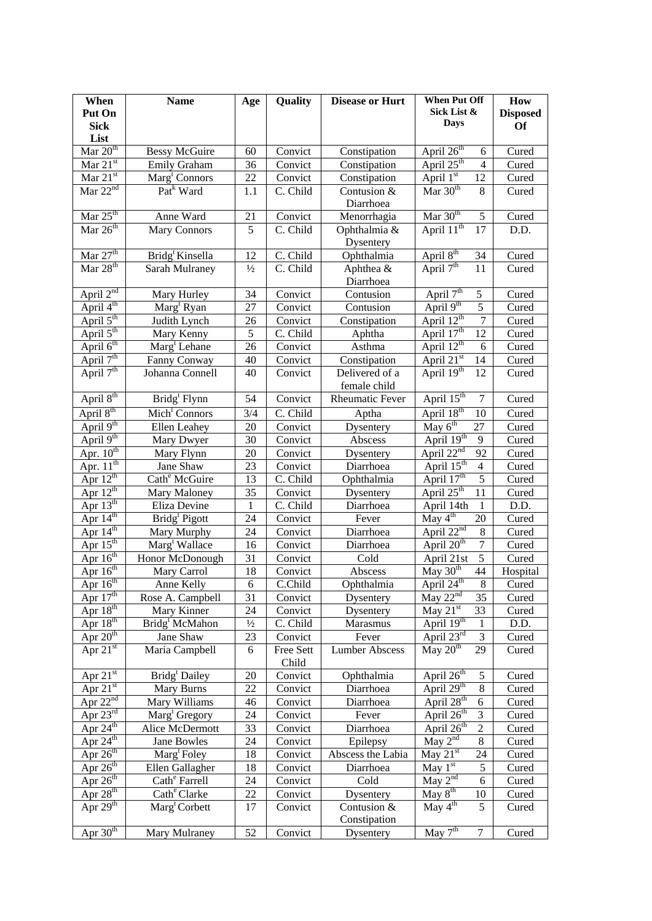| When Put On Sick List | Name | Age | Quality | Disease or Hurt | When Put Off Sick List & Days | | How Disposed Of |
|---|---|---|---|---|---|---|---|
| Mar 20th | Bessy McGuire | 60 | Convict | Constipation | April 26th | 6 | Cured |
| Mar 21st | Emily Graham | 36 | Convict | Constipation | April 25th | 4 | Cured |
| Mar 21st | Margt Connors | 22 | Convict | Constipation | April 1st | 12 | Cured |
| Mar 22nd | Patk Ward | 1.1 | C. Child | Contusion & Diarrhoea | Mar 30th | 8 | Cured |
| Mar 25th | Anne Ward | 21 | Convict | Menorrhagia | Mar 30th | 5 | Cured |
| Mar 26th | Mary Connors | 5 | C. Child | Ophthalmia & Dysentery | April 11th | 17 | D.D. |
| Mar 27th | Bridgt Kinsella | 12 | C. Child | Ophthalmia | April 8th | 34 | Cured |
| Mar 28th | Sarah Mulraney | ½ | C. Child | Aphthea & Diarrhoea | April 7th | 11 | Cured |
| April 2nd | Mary Hurley | 34 | Convict | Contusion | April 7th | 5 | Cured |
| April 4th | Margt Ryan | 27 | Convict | Contusion | April 9th | 5 | Cured |
| April 5th | Judith Lynch | 26 | Convict | Constipation | April 12th | 7 | Cured |
| April 5th | Mary Kenny | 5 | C. Child | Aphtha | April 17th | 12 | Cured |
| April 6th | Margt Lehane | 26 | Convict | Asthma | April 12th | 6 | Cured |
| April 7th | Fanny Conway | 40 | Convict | Constipation | April 21st | 14 | Cured |
| April 7th | Johanna Connell | 40 | Convict | Delivered of a female child | April 19th | 12 | Cured |
| April 8th | Bridgt Flynn | 54 | Convict | Rheumatic Fever | April 15th | 7 | Cured |
| April 8th | Micht Connors | 3/4 | C. Child | Aptha | April 18th | 10 | Cured |
| April 9th | Ellen Leahey | 20 | Convict | Dysentery | May 6th | 27 | Cured |
| April 9th | Mary Dwyer | 30 | Convict | Abscess | April 19th | 9 | Cured |
| Apr. 10th | Mary Flynn | 20 | Convict | Dysentery | April 22nd | 92 | Cured |
| Apr. 11th | Jane Shaw | 23 | Convict | Diarrhoea | April 15th | 4 | Cured |
| Apr 12th | Cathe McGuire | 13 | C. Child | Ophthalmia | April 17th | 5 | Cured |
| Apr 12th | Mary Maloney | 35 | Convict | Dysentery | April 25th | 11 | Cured |
| Apr 13th | Eliza Devine | 1 | C. Child | Diarrhoea | April 14th | 1 | D.D. |
| Apr 14th | Bridgt Pigott | 24 | Convict | Fever | May 4th | 20 | Cured |
| Apr 14th | Mary Murphy | 24 | Convict | Diarrhoea | April 22nd | 8 | Cured |
| Apr 15th | Margt Wallace | 16 | Convict | Diarrhoea | April 20th | 7 | Cured |
| Apr 16th | Honor McDonough | 31 | Convict | Cold | April 21st | 5 | Cured |
| Apr 16th | Mary Carrol | 18 | Convict | Abscess | May 30th | 44 | Hospital |
| Apr 16th | Anne Kelly | 6 | C.Child | Ophthalmia | April 24th | 8 | Cured |
| Apr 17th | Rose A. Campbell | 31 | Convict | Dysentery | May 22nd | 35 | Cured |
| Apr 18th | Mary Kinner | 24 | Convict | Dysentery | May 21st | 33 | Cured |
| Apr 18th | Bridgt McMahon | ½ | C. Child | Marasmus | April 19th | 1 | D.D. |
| Apr 20th | Jane Shaw | 23 | Convict | Fever | April 23rd | 3 | Cured |
| Apr 21st | Maria Campbell | 6 | Free Sett Child | Lumber Abscess | May 20th | 29 | Cured |
| Apr 21st | Bridgt Dailey | 20 | Convict | Ophthalmia | April 26th | 5 | Cured |
| Apr 21st | Mary Burns | 22 | Convict | Diarrhoea | April 29th | 8 | Cured |
| Apr 22nd | Mary Williams | 46 | Convict | Diarrhoea | April 28th | 6 | Cured |
| Apr 23rd | Margt Gregory | 24 | Convict | Fever | April 26th | 3 | Cured |
| Apr 24th | Alice McDermott | 33 | Convict | Diarrhoea | April 26th | 2 | Cured |
| Apr 24th | Jane Bowles | 24 | Convict | Epilepsy | May 2nd | 8 | Cured |
| Apr 26th | Margt Foley | 18 | Convict | Abscess the Labia | May 21st | 24 | Cured |
| Apr 26th | Ellen Gallagher | 18 | Convict | Diarrhoea | May 1st | 5 | Cured |
| Apr 26th | Cathe Farrell | 24 | Convict | Cold | May 2nd | 6 | Cured |
| Apr 28th | Cathe Clarke | 22 | Convict | Dysentery | May 8th | 10 | Cured |
| Apr 29th | Margt Corbett | 17 | Convict | Contusion & Constipation | May 4th | 5 | Cured |
| Apr 30th | Mary Mulraney | 52 | Convict | Dysentery | May 7th | 7 | Cured |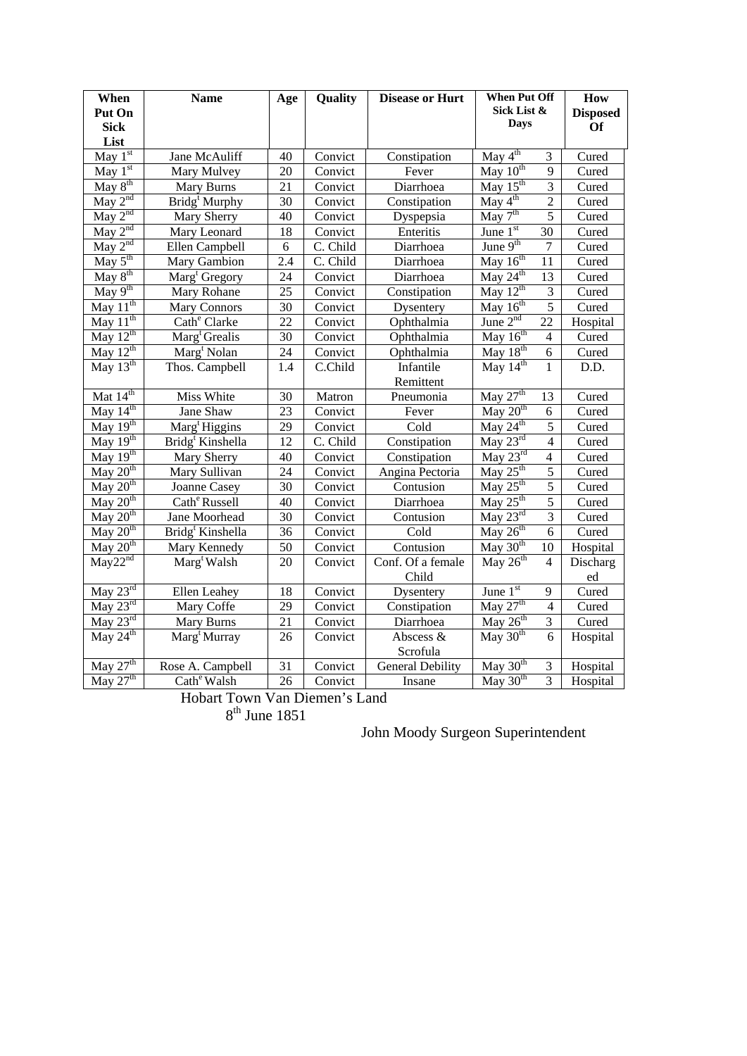| When Put On Sick List | Name | Age | Quality | Disease or Hurt | When Put Off Sick List & Days | | How Disposed Of |
|---|---|---|---|---|---|---|---|
| May 1st | Jane McAuliff | 40 | Convict | Constipation | May 4th | 3 | Cured |
| May 1st | Mary Mulvey | 20 | Convict | Fever | May 10th | 9 | Cured |
| May 8th | Mary Burns | 21 | Convict | Diarrhoea | May 15th | 3 | Cured |
| May 2nd | Bridgt Murphy | 30 | Convict | Constipation | May 4th | 2 | Cured |
| May 2nd | Mary Sherry | 40 | Convict | Dyspepsia | May 7th | 5 | Cured |
| May 2nd | Mary Leonard | 18 | Convict | Enteritis | June 1st | 30 | Cured |
| May 2nd | Ellen Campbell | 6 | C. Child | Diarrhoea | June 9th | 7 | Cured |
| May 5th | Mary Gambion | 2.4 | C. Child | Diarrhoea | May 16th | 11 | Cured |
| May 8th | Margt Gregory | 24 | Convict | Diarrhoea | May 24th | 13 | Cured |
| May 9th | Mary Rohane | 25 | Convict | Constipation | May 12th | 3 | Cured |
| May 11th | Mary Connors | 30 | Convict | Dysentery | May 16th | 5 | Cured |
| May 11th | Cathe Clarke | 22 | Convict | Ophthalmia | June 2nd | 22 | Hospital |
| May 12th | Margt Grealis | 30 | Convict | Ophthalmia | May 16th | 4 | Cured |
| May 12th | Margt Nolan | 24 | Convict | Ophthalmia | May 18th | 6 | Cured |
| May 13th | Thos. Campbell | 1.4 | C.Child | Infantile Remittent | May 14th | 1 | D.D. |
| Mat 14th | Miss White | 30 | Matron | Pneumonia | May 27th | 13 | Cured |
| May 14th | Jane Shaw | 23 | Convict | Fever | May 20th | 6 | Cured |
| May 19th | Margt Higgins | 29 | Convict | Cold | May 24th | 5 | Cured |
| May 19th | Bridgt Kinshella | 12 | C. Child | Constipation | May 23rd | 4 | Cured |
| May 19th | Mary Sherry | 40 | Convict | Constipation | May 23rd | 4 | Cured |
| May 20th | Mary Sullivan | 24 | Convict | Angina Pectoria | May 25th | 5 | Cured |
| May 20th | Joanne Casey | 30 | Convict | Contusion | May 25th | 5 | Cured |
| May 20th | Cathe Russell | 40 | Convict | Diarrhoea | May 25th | 5 | Cured |
| May 20th | Jane Moorhead | 30 | Convict | Contusion | May 23rd | 3 | Cured |
| May 20th | Bridgt Kinshella | 36 | Convict | Cold | May 26th | 6 | Cured |
| May 20th | Mary Kennedy | 50 | Convict | Contusion | May 30th | 10 | Hospital |
| May22nd | Margt Walsh | 20 | Convict | Conf. Of a female Child | May 26th | 4 | Discharged |
| May 23rd | Ellen Leahey | 18 | Convict | Dysentery | June 1st | 9 | Cured |
| May 23rd | Mary Coffe | 29 | Convict | Constipation | May 27th | 4 | Cured |
| May 23rd | Mary Burns | 21 | Convict | Diarrhoea | May 26th | 3 | Cured |
| May 24th | Margt Murray | 26 | Convict | Abscess & Scrofula | May 30th | 6 | Hospital |
| May 27th | Rose A. Campbell | 31 | Convict | General Debility | May 30th | 3 | Hospital |
| May 27th | Cathe Walsh | 26 | Convict | Insane | May 30th | 3 | Hospital |

Hobart Town Van Diemen's Land
8th June 1851

John Moody Surgeon Superintendent